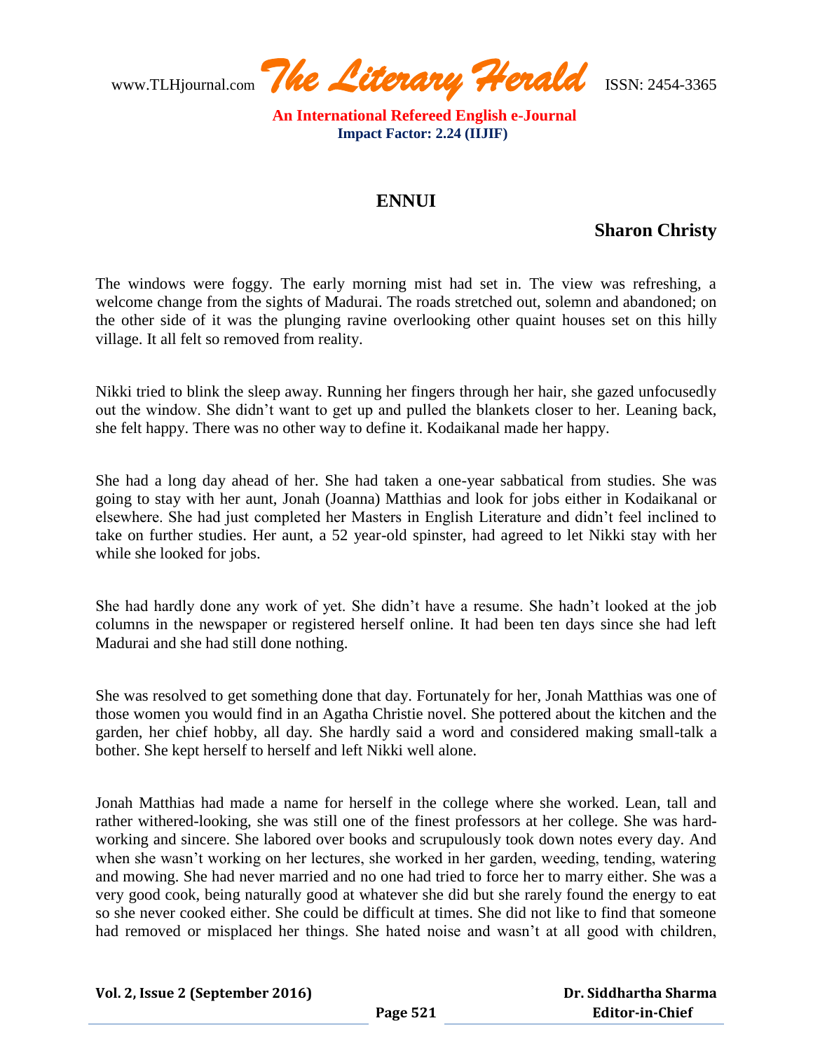# ENNUI

**Sharon Christy**

The windows were foggy. The early morning mist had set in. The view was refreshing, a welcome change from the sights of Madurai. The roads stretched out, solemn and abandoned; on the other side of it was the plunging ravine overlooking other quaint houses set on this hilly village. It all felt so removed from reality.

Nikki tried to blink the sleep away. Running her fingers through her hair, she gazed unfocusedly out the window. She didn't want to get up and pulled the blankets closer to her. Leaning back, she felt happy. There was no other way to define it. Kodaikanal made her happy.

She had a long day ahead of her. She had taken a one-year sabbatical from studies. She was going to stay with her aunt, Jonah (Joanna) Matthias and look for jobs either in Kodaikanal or elsewhere. She had just completed her Masters in English Literature and didn't feel inclined to take on further studies. Her aunt, a 52 year-old spinster, had agreed to let Nikki stay with her while she looked for jobs.

She had hardly done any work of yet. She didn't have a resume. She hadn't looked at the job columns in the newspaper or registered herself online. It had been ten days since she had left Madurai and she had still done nothing.

She was resolved to get something done that day. Fortunately for her, Jonah Matthias was one of those women you would find in an Agatha Christie novel. She pottered about the kitchen and the garden, her chief hobby, all day. She hardly said a word and considered making small-talk a bother. She kept herself to herself and left Nikki well alone.

Jonah Matthias had made a name for herself in the college where she worked. Lean, tall and rather withered-looking, she was still one of the finest professors at her college. She was hard-working and sincere. She labored over books and scrupulously took down notes every day. And when she wasn't working on her lectures, she worked in her garden, weeding, tending, watering and mowing. She had never married and no one had tried to force her to marry either. She was a very good cook, being naturally good at whatever she did but she rarely found the energy to eat so she never cooked either. She could be difficult at times. She did not like to find that someone had removed or misplaced her things. She hated noise and wasn't at all good with children,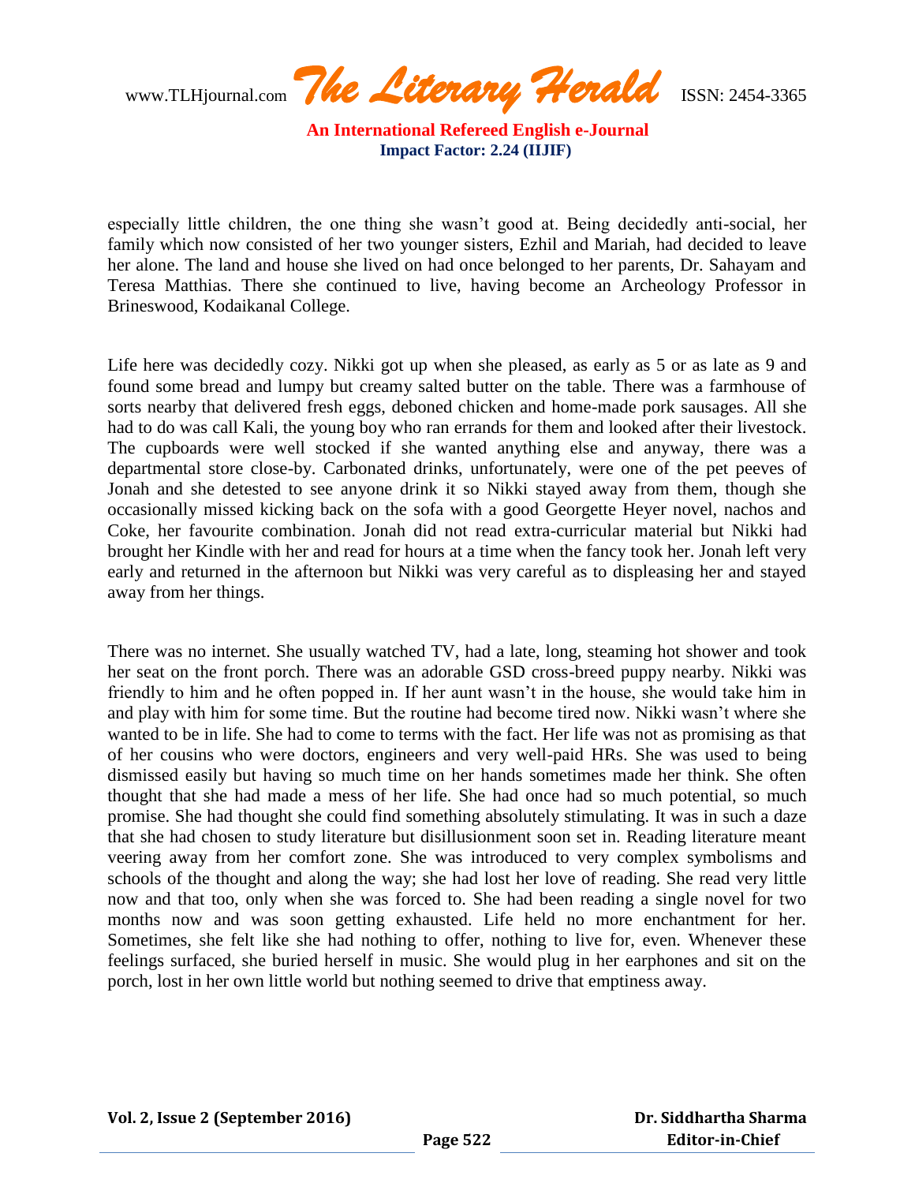especially little children, the one thing she wasn't good at. Being decidedly anti-social, her family which now consisted of her two younger sisters, Ezhil and Mariah, had decided to leave her alone. The land and house she lived on had once belonged to her parents, Dr. Sahayam and Teresa Matthias. There she continued to live, having become an Archeology Professor in Brineswood, Kodaikanal College.

Life here was decidedly cozy. Nikki got up when she pleased, as early as 5 or as late as 9 and found some bread and lumpy but creamy salted butter on the table. There was a farmhouse of sorts nearby that delivered fresh eggs, deboned chicken and home-made pork sausages. All she had to do was call Kali, the young boy who ran errands for them and looked after their livestock. The cupboards were well stocked if she wanted anything else and anyway, there was a departmental store close-by. Carbonated drinks, unfortunately, were one of the pet peeves of Jonah and she detested to see anyone drink it so Nikki stayed away from them, though she occasionally missed kicking back on the sofa with a good Georgette Heyer novel, nachos and Coke, her favourite combination. Jonah did not read extra-curricular material but Nikki had brought her Kindle with her and read for hours at a time when the fancy took her. Jonah left very early and returned in the afternoon but Nikki was very careful as to displeasing her and stayed away from her things.

There was no internet. She usually watched TV, had a late, long, steaming hot shower and took her seat on the front porch. There was an adorable GSD cross-breed puppy nearby. Nikki was friendly to him and he often popped in. If her aunt wasn't in the house, she would take him in and play with him for some time. But the routine had become tired now. Nikki wasn't where she wanted to be in life. She had to come to terms with the fact. Her life was not as promising as that of her cousins who were doctors, engineers and very well-paid HRs. She was used to being dismissed easily but having so much time on her hands sometimes made her think. She often thought that she had made a mess of her life. She had once had so much potential, so much promise. She had thought she could find something absolutely stimulating. It was in such a daze that she had chosen to study literature but disillusionment soon set in. Reading literature meant veering away from her comfort zone. She was introduced to very complex symbolisms and schools of the thought and along the way; she had lost her love of reading. She read very little now and that too, only when she was forced to. She had been reading a single novel for two months now and was soon getting exhausted. Life held no more enchantment for her. Sometimes, she felt like she had nothing to offer, nothing to live for, even. Whenever these feelings surfaced, she buried herself in music. She would plug in her earphones and sit on the porch, lost in her own little world but nothing seemed to drive that emptiness away.